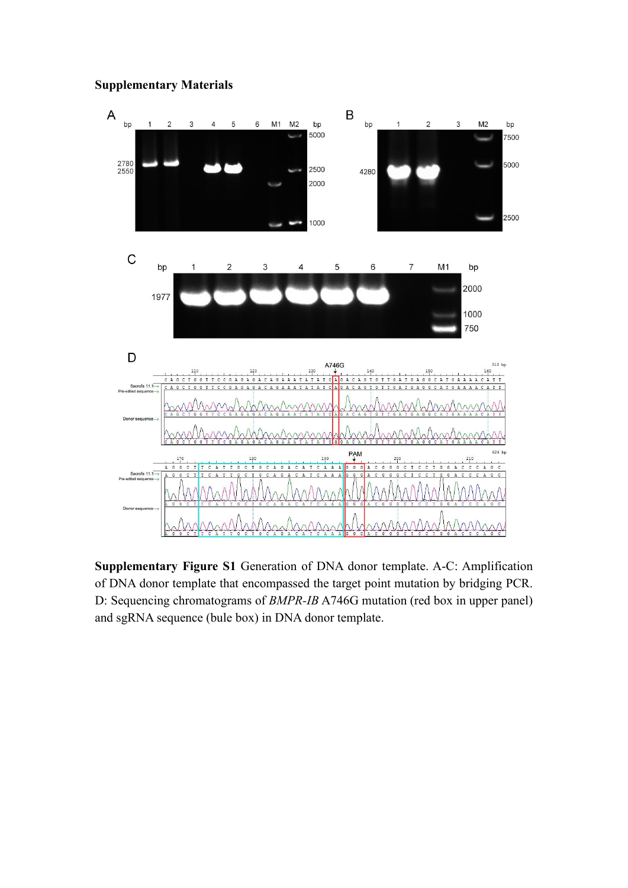**Supplementary Materials**

**Supplementary Figure S1** Generation of DNA donor template. A-C: Amplification of DNA donor template that encompassed the target point mutation by bridging PCR. D: Sequencing chromatograms of *BMPR-IB* A746G mutation (red box in upper panel) and sgRNA sequence (bule box) in DNA donor template.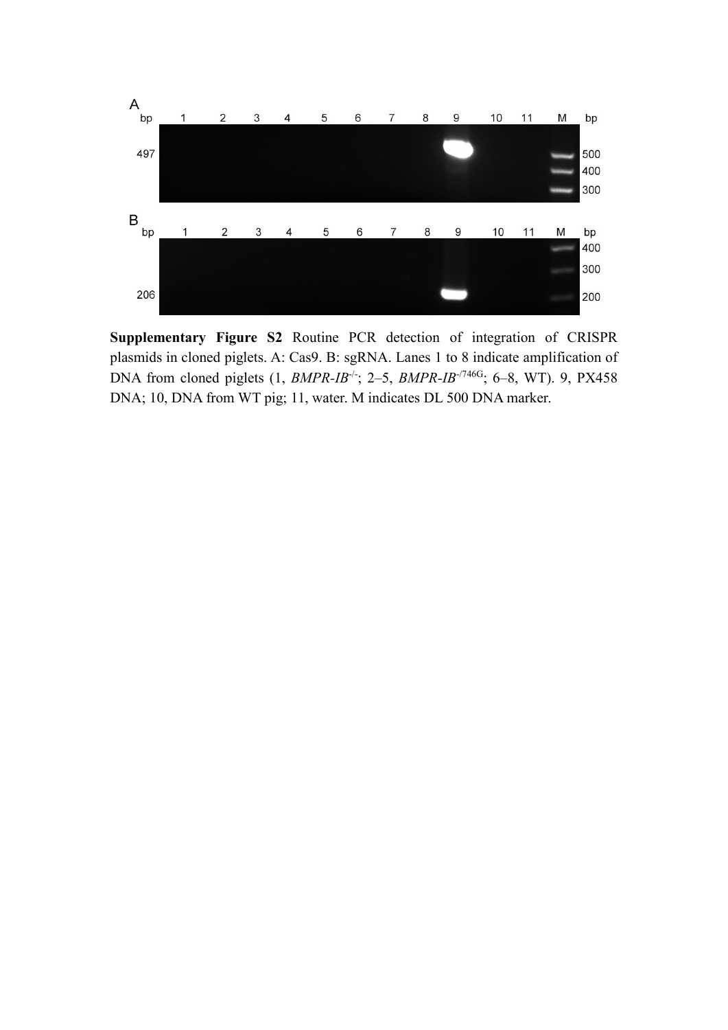**Supplementary Figure S2** Routine PCR detection of integration of CRISPR plasmids in cloned piglets. A: Cas9. B: sgRNA. Lanes 1 to 8 indicate amplification of DNA from cloned piglets (1, *BMPR-IB*$^{-/-}$; 2–5, *BMPR-IB*$^{-/746G}$; 6–8, WT). 9, PX458 DNA; 10, DNA from WT pig; 11, water. M indicates DL 500 DNA marker.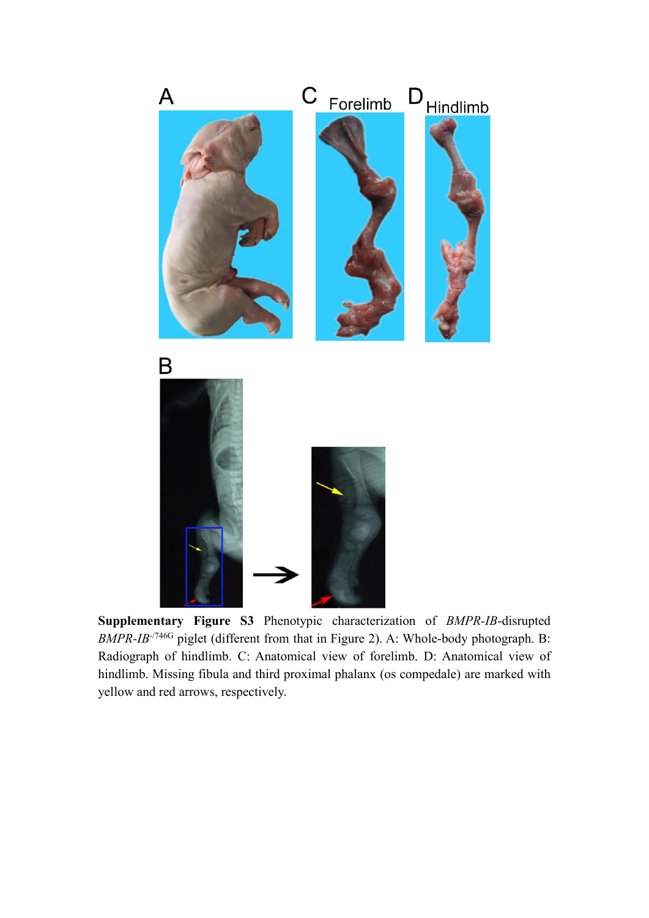**Supplementary Figure S3** Phenotypic characterization of *BMPR-IB*-disrupted *BMPR-IB*$^{-/746G}$ piglet (different from that in Figure 2). A: Whole-body photograph. B: Radiograph of hindlimb. C: Anatomical view of forelimb. D: Anatomical view of hindlimb. Missing fibula and third proximal phalanx (os compedale) are marked with yellow and red arrows, respectively.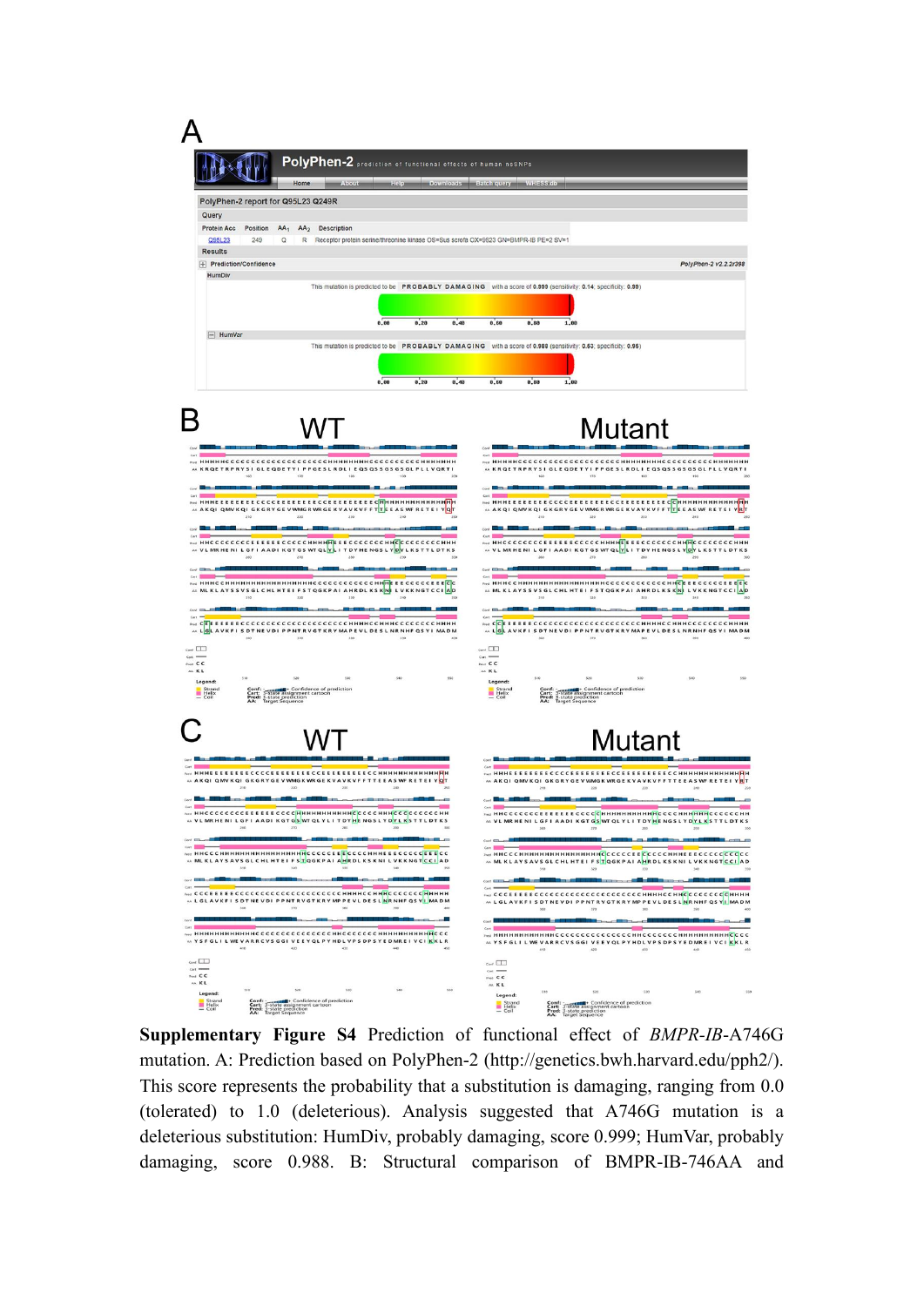**Supplementary Figure S4** Prediction of functional effect of *BMPR-IB*-A746G mutation. A: Prediction based on PolyPhen-2 (http://genetics.bwh.harvard.edu/pph2/). This score represents the probability that a substitution is damaging, ranging from 0.0 (tolerated) to 1.0 (deleterious). Analysis suggested that A746G mutation is a deleterious substitution: HumDiv, probably damaging, score 0.999; HumVar, probably damaging, score 0.988. B: Structural comparison of BMPR-IB-746AA and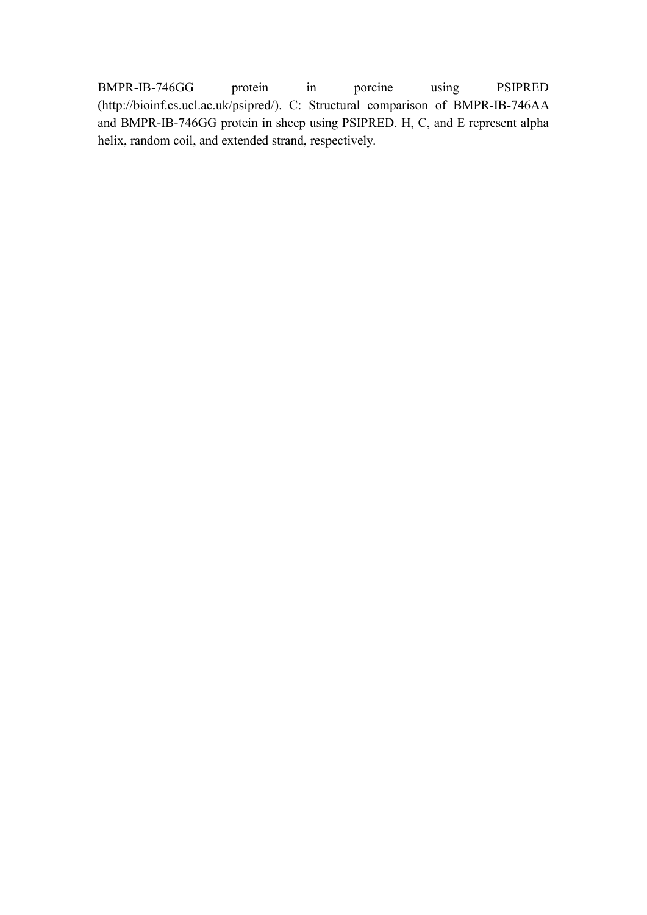BMPR-IB-746GG protein in porcine using PSIPRED (http://bioinf.cs.ucl.ac.uk/psipred/). C: Structural comparison of BMPR-IB-746AA and BMPR-IB-746GG protein in sheep using PSIPRED. H, C, and E represent alpha helix, random coil, and extended strand, respectively.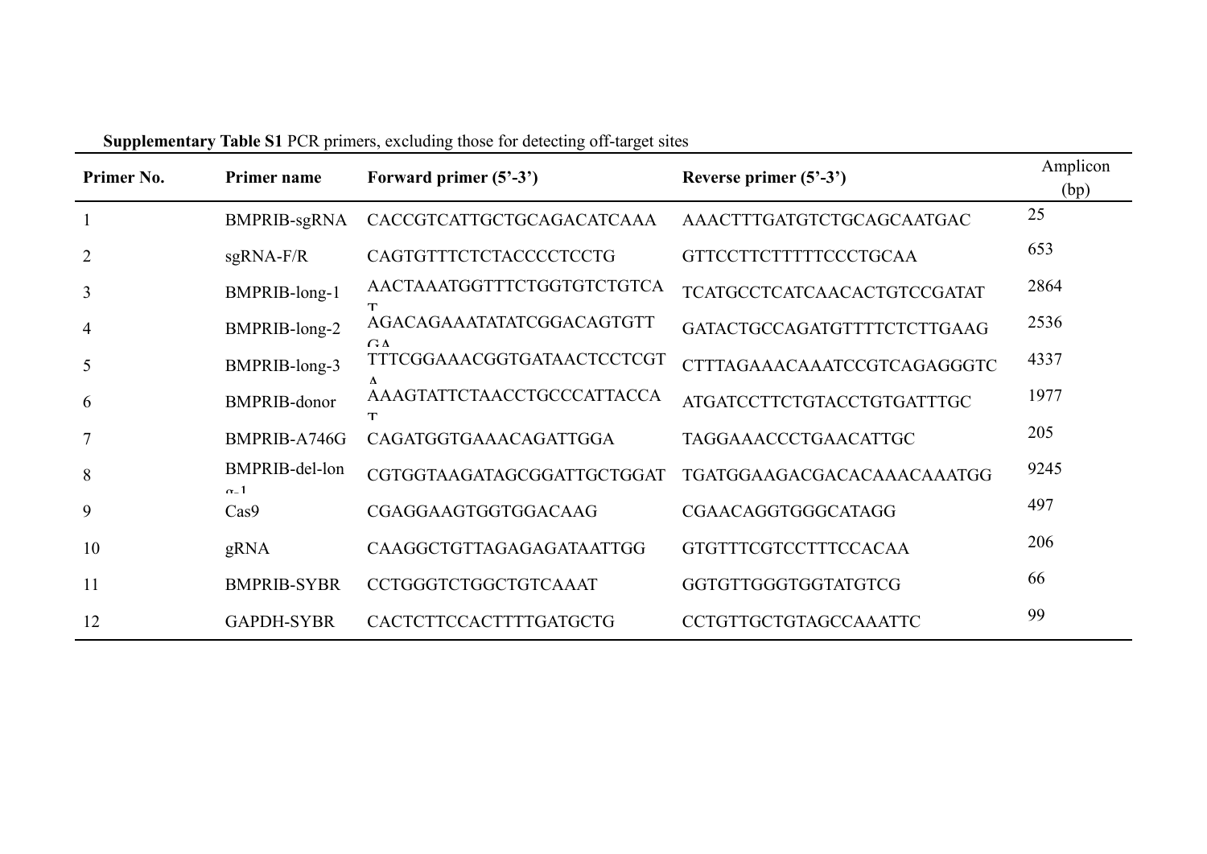**Supplementary Table S1** PCR primers, excluding those for detecting off-target sites

| Primer No. | Primer name | Forward primer (5'-3') | Reverse primer (5'-3') | Amplicon (bp) |
|---|---|---|---|---|
| 1 | BMPRIB-sgRNA | CACCGTCATTGCTGCAGACATCAAA | AAACTTTGATGTCTGCAGCAATGAC | 25 |
| 2 | sgRNA-F/R | CAGTGTTTCTCTACCCCTCCTG | GTTCCTTCTTTTTCCCTGCAA | 653 |
| 3 | BMPRIB-long-1 | AACTAAATGGTTTCTGGTGTCTGTCAT | TCATGCCTCATCAACACTGTCCGATAT | 2864 |
| 4 | BMPRIB-long-2 | AGACAGAAATATATCGGACAGTGTTGA | GATACTGCCAGATGTTTTCTCTTGAAG | 2536 |
| 5 | BMPRIB-long-3 | TTTCGGAAACGGTGATAACTCCTCGTA | CTTTAGAAACAAATCCGTCAGAGGGTC | 4337 |
| 6 | BMPRIB-donor | AAAGTATTCTAACCTGCCCATTACCAT | ATGATCCTTCTGTACCTGTGATTTGC | 1977 |
| 7 | BMPRIB-A746G | CAGATGGTGAAACAGATTGGA | TAGGAAACCCTGAACATTGC | 205 |
| 8 | BMPRIB-del-long-1 | CGTGGTAAGATAGCGGATTGCTGGAT | TGATGGAAGACGACACAAACAAATGG | 9245 |
| 9 | Cas9 | CGAGGAAGTGGTGGACAAG | CGAACAGGTGGGCATAGG | 497 |
| 10 | gRNA | CAAGGCTGTTAGAGAGATAATTGG | GTGTTTCGTCCTTTCCACAA | 206 |
| 11 | BMPRIB-SYBR | CCTGGGTCTGGCTGTCAAAT | GGTGTTGGGTGGTATGTCG | 66 |
| 12 | GAPDH-SYBR | CACTCTTCCACTTTTGATGCTG | CCTGTTGCTGTAGCCAAATTC | 99 |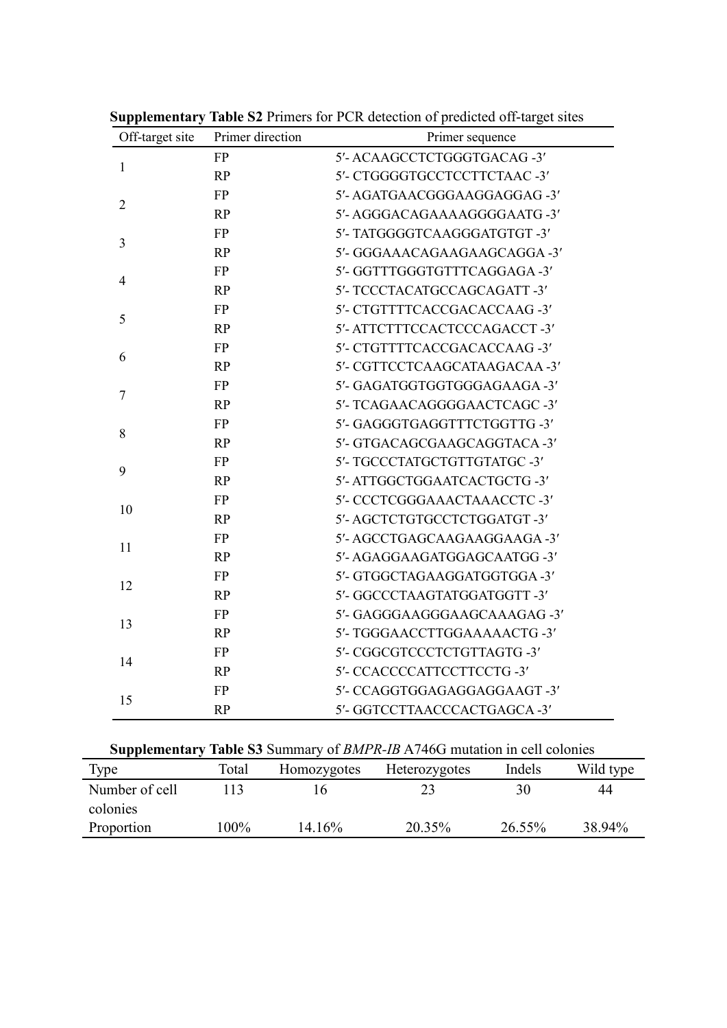**Supplementary Table S2** Primers for PCR detection of predicted off-target sites

| Off-target site | Primer direction | Primer sequence |
|---|---|---|
| 1 | FP | 5′- ACAAGCCTCTGGGTGACAG -3′ |
| | RP | 5′- CTGGGGTGCCTCCTTCTAAC -3′ |
| 2 | FP | 5′- AGATGAACGGGAAGGAGGAG -3′ |
| | RP | 5′- AGGGACAGAAAAGGGGAATG -3′ |
| 3 | FP | 5′- TATGGGGTCAAGGGATGTGT -3′ |
| | RP | 5′- GGGAAACAGAAGAAGCAGGA -3′ |
| 4 | FP | 5′- GGTTTGGGTGTTTCAGGAGA -3′ |
| | RP | 5′- TCCCTACATGCCAGCAGATT -3′ |
| 5 | FP | 5′- CTGTTTTCACCGACACCAAG -3′ |
| | RP | 5′- ATTCTTTCCACTCCCAGACCT -3′ |
| 6 | FP | 5′- CTGTTTTCACCGACACCAAG -3′ |
| | RP | 5′- CGTTCCTCAAGCATAAGACAA -3′ |
| 7 | FP | 5′- GAGATGGTGGTGGGAGAAGA -3′ |
| | RP | 5′- TCAGAACAGGGGAACTCAGC -3′ |
| 8 | FP | 5′- GAGGGTGAGGTTTCTGGTTG -3′ |
| | RP | 5′- GTGACAGCGAAGCAGGTACA -3′ |
| 9 | FP | 5′- TGCCCTATGCTGTTGTATGC -3′ |
| | RP | 5′- ATTGGCTGGAATCACTGCTG -3′ |
| 10 | FP | 5′- CCCTCGGGAAACTAAACCTC -3′ |
| | RP | 5′- AGCTCTGTGCCTCTGGATGT -3′ |
| 11 | FP | 5′- AGCCTGAGCAAGAAGGAAGA -3′ |
| | RP | 5′- AGAGGAAGATGGAGCAATGG -3′ |
| 12 | FP | 5′- GTGGCTAGAAGGATGGTGGA -3′ |
| | RP | 5′- GGCCCTAAGTATGGATGGTT -3′ |
| 13 | FP | 5′- GAGGGAAGGGAAGCAAAGAG -3′ |
| | RP | 5′- TGGGAACCTTGGAAAAACTG -3′ |
| 14 | FP | 5′- CGGCGTCCCTCTGTTAGTG -3′ |
| | RP | 5′- CCACCCCATTCCTTCCTG -3′ |
| 15 | FP | 5′- CCAGGTGGAGAGGAGGAAGT -3′ |
| | RP | 5′- GGTCCTTAACCCACTGAGCA -3′ |

**Supplementary Table S3** Summary of *BMPR-IB* A746G mutation in cell colonies

| Type | Total | Homozygotes | Heterozygotes | Indels | Wild type |
|---|---|---|---|---|---|
| Number of cell colonies | 113 | 16 | 23 | 30 | 44 |
| Proportion | 100% | 14.16% | 20.35% | 26.55% | 38.94% |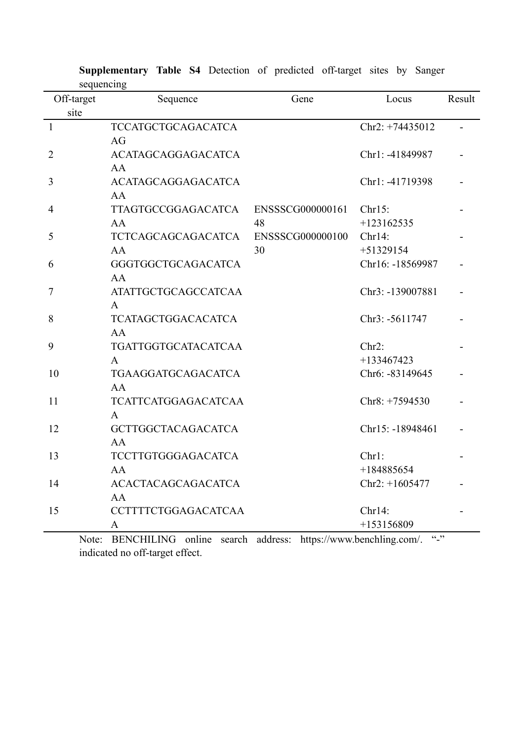**Supplementary Table S4** Detection of predicted off-target sites by Sanger sequencing

| Off-target site | Sequence | Gene | Locus | Result |
|---|---|---|---|---|
| 1 | TCCATGCTGCAGACATCAAG | | Chr2: +74435012 | - |
| 2 | ACATAGCAGGAGACATCAAA | | Chr1: -41849987 | - |
| 3 | ACATAGCAGGAGACATCAAA | | Chr1: -41719398 | - |
| 4 | TTAGTGCCGGAGACATCAAA | ENSSSCG00000016148 | Chr15: +123162535 | - |
| 5 | TCTCAGCAGCAGACATCAAA | ENSSSCG00000010030 | Chr14: +51329154 | - |
| 6 | GGGTGGCTGCAGACATCAAA | | Chr16: -18569987 | - |
| 7 | ATATTGCTGCAGCCATCAAA | | Chr3: -139007881 | - |
| 8 | TCATAGCTGGACACATCAAA | | Chr3: -5611747 | - |
| 9 | TGATTGGTGCATACATCAAA | | Chr2: +133467423 | - |
| 10 | TGAAGGATGCAGACATCAAA | | Chr6: -83149645 | - |
| 11 | TCATTCATGGAGACATCAAA | | Chr8: +7594530 | - |
| 12 | GCTTGGCTACAGACATCAAA | | Chr15: -18948461 | - |
| 13 | TCCTTGTGGGAGACATCAAA | | Chr1: +184885654 | - |
| 14 | ACACTACAGCAGACATCAAA | | Chr2: +1605477 | - |
| 15 | CCTTTTCTGGAGACATCAAA | | Chr14: +153156809 | - |

Note: BENCHILING online search address: https://www.benchling.com/. "-" indicated no off-target effect.